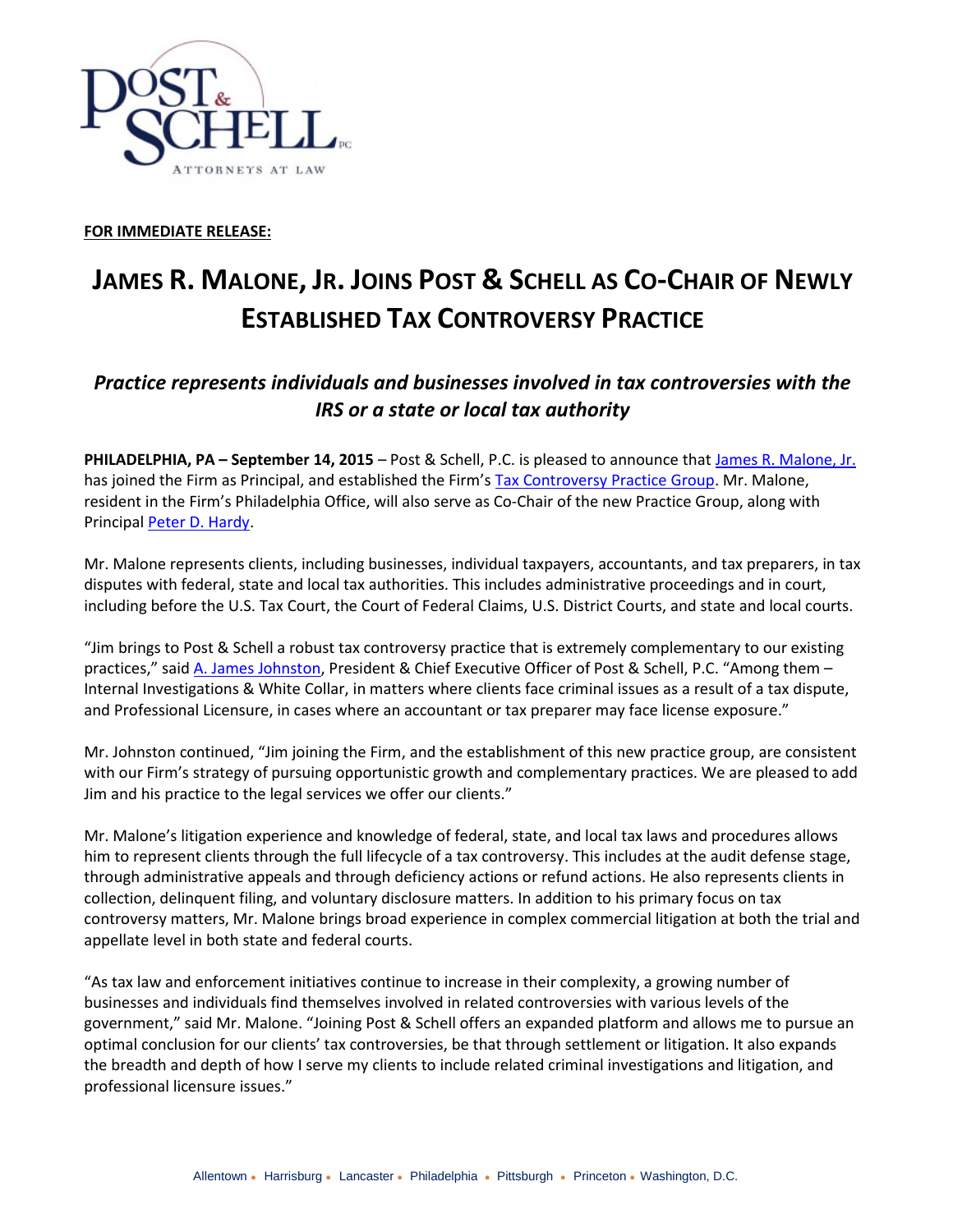**FOR IMMEDIATE RELEASE:**

# JAMES R. MALONE, JR. JOINS POST & SCHELL AS CO-CHAIR OF NEWLY ESTABLISHED TAX CONTROVERSY PRACTICE

## *Practice represents individuals and businesses involved in tax controversies with the IRS or a state or local tax authority*

**PHILADELPHIA, PA – September 14, 2015** – Post & Schell, P.C. is pleased to announce that James R. Malone, Jr. has joined the Firm as Principal, and established the Firm's Tax Controversy Practice Group. Mr. Malone, resident in the Firm's Philadelphia Office, will also serve as Co-Chair of the new Practice Group, along with Principal Peter D. Hardy.

Mr. Malone represents clients, including businesses, individual taxpayers, accountants, and tax preparers, in tax disputes with federal, state and local tax authorities. This includes administrative proceedings and in court, including before the U.S. Tax Court, the Court of Federal Claims, U.S. District Courts, and state and local courts.

"Jim brings to Post & Schell a robust tax controversy practice that is extremely complementary to our existing practices," said A. James Johnston, President & Chief Executive Officer of Post & Schell, P.C. "Among them – Internal Investigations & White Collar, in matters where clients face criminal issues as a result of a tax dispute, and Professional Licensure, in cases where an accountant or tax preparer may face license exposure."

Mr. Johnston continued, "Jim joining the Firm, and the establishment of this new practice group, are consistent with our Firm's strategy of pursuing opportunistic growth and complementary practices. We are pleased to add Jim and his practice to the legal services we offer our clients."

Mr. Malone's litigation experience and knowledge of federal, state, and local tax laws and procedures allows him to represent clients through the full lifecycle of a tax controversy. This includes at the audit defense stage, through administrative appeals and through deficiency actions or refund actions. He also represents clients in collection, delinquent filing, and voluntary disclosure matters. In addition to his primary focus on tax controversy matters, Mr. Malone brings broad experience in complex commercial litigation at both the trial and appellate level in both state and federal courts.

"As tax law and enforcement initiatives continue to increase in their complexity, a growing number of businesses and individuals find themselves involved in related controversies with various levels of the government," said Mr. Malone. "Joining Post & Schell offers an expanded platform and allows me to pursue an optimal conclusion for our clients' tax controversies, be that through settlement or litigation. It also expands the breadth and depth of how I serve my clients to include related criminal investigations and litigation, and professional licensure issues."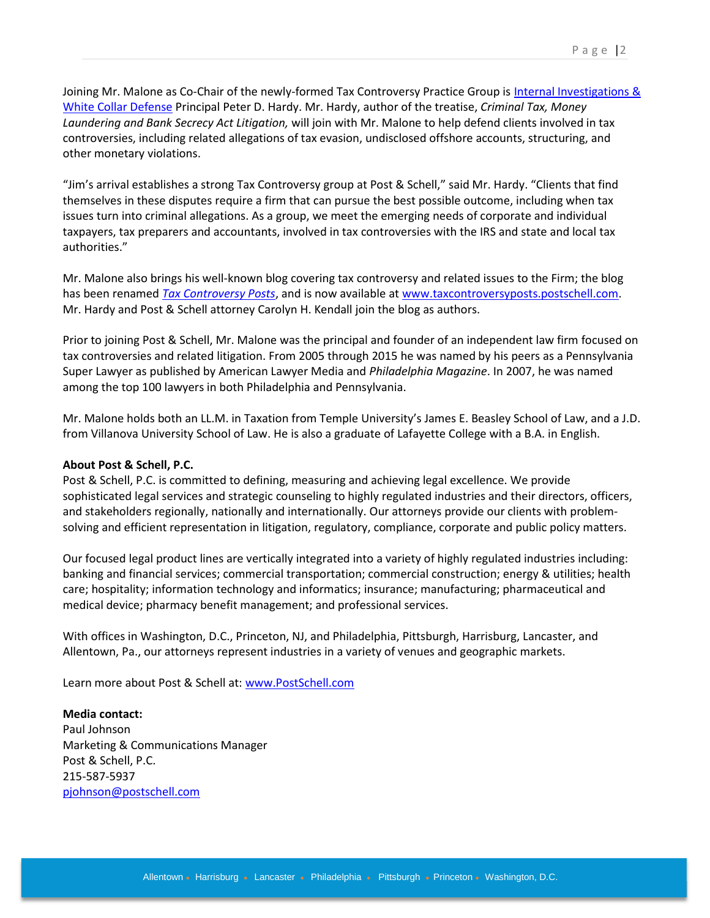Joining Mr. Malone as Co-Chair of the newly-formed Tax Controversy Practice Group is Internal Investigations & White Collar Defense Principal Peter D. Hardy. Mr. Hardy, author of the treatise, *Criminal Tax, Money Laundering and Bank Secrecy Act Litigation,* will join with Mr. Malone to help defend clients involved in tax controversies, including related allegations of tax evasion, undisclosed offshore accounts, structuring, and other monetary violations.

"Jim's arrival establishes a strong Tax Controversy group at Post & Schell," said Mr. Hardy. "Clients that find themselves in these disputes require a firm that can pursue the best possible outcome, including when tax issues turn into criminal allegations. As a group, we meet the emerging needs of corporate and individual taxpayers, tax preparers and accountants, involved in tax controversies with the IRS and state and local tax authorities."

Mr. Malone also brings his well-known blog covering tax controversy and related issues to the Firm; the blog has been renamed *Tax Controversy Posts*, and is now available at www.taxcontroversyposts.postschell.com. Mr. Hardy and Post & Schell attorney Carolyn H. Kendall join the blog as authors.

Prior to joining Post & Schell, Mr. Malone was the principal and founder of an independent law firm focused on tax controversies and related litigation. From 2005 through 2015 he was named by his peers as a Pennsylvania Super Lawyer as published by American Lawyer Media and *Philadelphia Magazine*. In 2007, he was named among the top 100 lawyers in both Philadelphia and Pennsylvania.

Mr. Malone holds both an LL.M. in Taxation from Temple University's James E. Beasley School of Law, and a J.D. from Villanova University School of Law. He is also a graduate of Lafayette College with a B.A. in English.

**About Post & Schell, P.C.**

Post & Schell, P.C. is committed to defining, measuring and achieving legal excellence. We provide sophisticated legal services and strategic counseling to highly regulated industries and their directors, officers, and stakeholders regionally, nationally and internationally. Our attorneys provide our clients with problem-solving and efficient representation in litigation, regulatory, compliance, corporate and public policy matters.

Our focused legal product lines are vertically integrated into a variety of highly regulated industries including: banking and financial services; commercial transportation; commercial construction; energy & utilities; health care; hospitality; information technology and informatics; insurance; manufacturing; pharmaceutical and medical device; pharmacy benefit management; and professional services.

With offices in Washington, D.C., Princeton, NJ, and Philadelphia, Pittsburgh, Harrisburg, Lancaster, and Allentown, Pa., our attorneys represent industries in a variety of venues and geographic markets.

Learn more about Post & Schell at: www.PostSchell.com

**Media contact:**
Paul Johnson
Marketing & Communications Manager
Post & Schell, P.C.
215-587-5937
pjohnson@postschell.com

Allentown • Harrisburg • Lancaster • Philadelphia • Pittsburgh • Princeton • Washington, D.C.